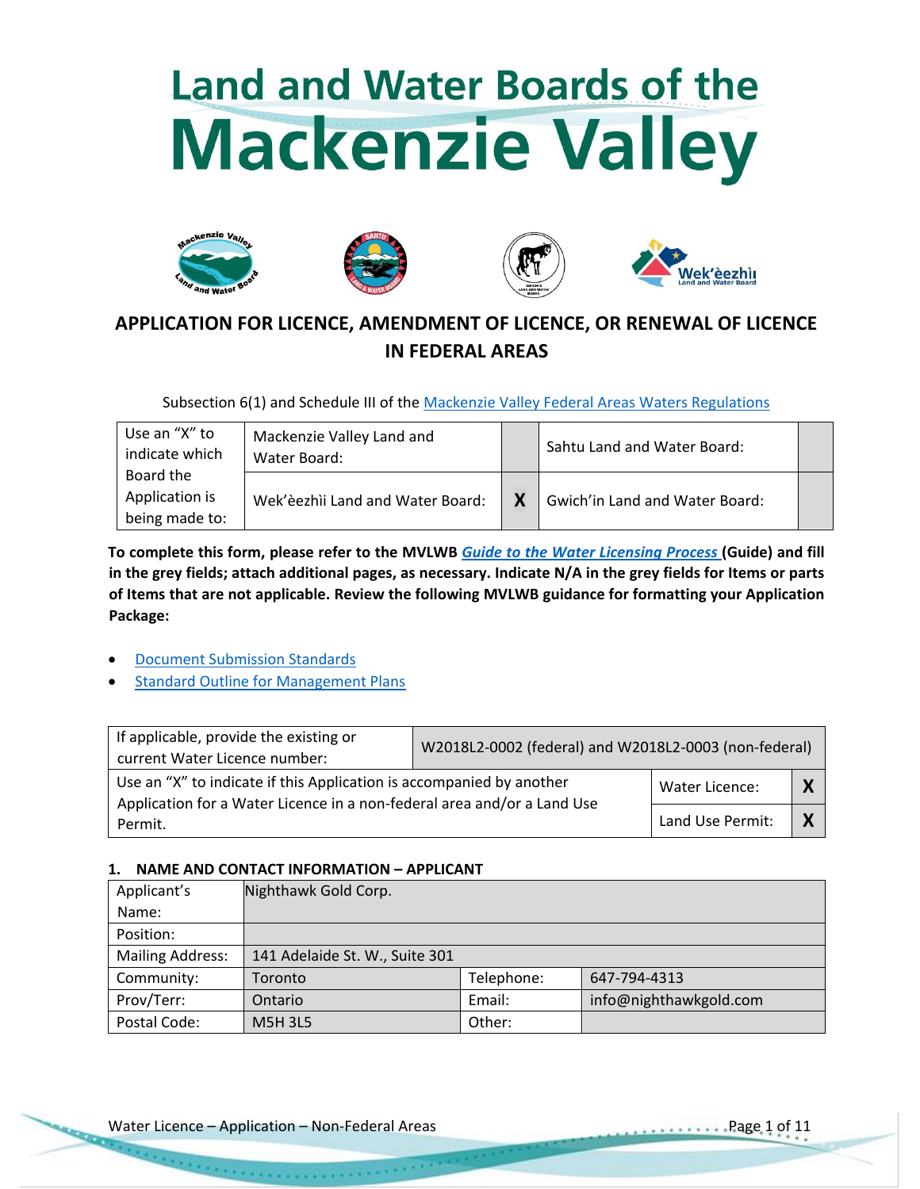# Land and Water Boards of the Mackenzie Valley

## APPLICATION FOR LICENCE, AMENDMENT OF LICENCE, OR RENEWAL OF LICENCE IN FEDERAL AREAS

Subsection 6(1) and Schedule III of the Mackenzie Valley Federal Areas Waters Regulations

| | | | | |
|---|---|---|---|---|
| Use an "X" to indicate which Board the Application is being made to: | Mackenzie Valley Land and Water Board: | | Sahtu Land and Water Board: | |
| | Wek'èezhìi Land and Water Board: | X | Gwich'in Land and Water Board: | |

**To complete this form, please refer to the MVLWB *Guide to the Water Licensing Process* (Guide) and fill in the grey fields; attach additional pages, as necessary. Indicate N/A in the grey fields for Items or parts of Items that are not applicable. Review the following MVLWB guidance for formatting your Application Package:**

- Document Submission Standards
- Standard Outline for Management Plans

| | | |
|---|---|---|
| If applicable, provide the existing or current Water Licence number: | W2018L2-0002 (federal) and W2018L2-0003 (non-federal) | |
| Use an "X" to indicate if this Application is accompanied by another Application for a Water Licence in a non-federal area and/or a Land Use Permit. | Water Licence: | X |
| | Land Use Permit: | X |

### 1. NAME AND CONTACT INFORMATION – APPLICANT

| | | | |
|---|---|---|---|
| Applicant's Name: | Nighthawk Gold Corp. | | |
| Position: | | | |
| Mailing Address: | 141 Adelaide St. W., Suite 301 | | |
| Community: | Toronto | Telephone: | 647-794-4313 |
| Prov/Terr: | Ontario | Email: | info@nighthawkgold.com |
| Postal Code: | M5H 3L5 | Other: | |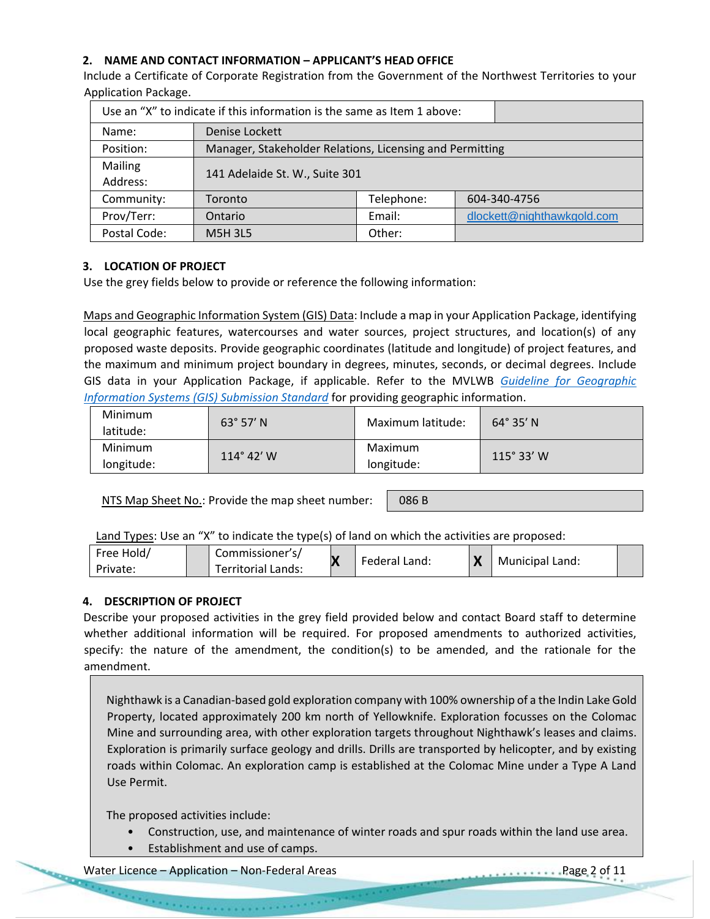## 2. NAME AND CONTACT INFORMATION – APPLICANT'S HEAD OFFICE

Include a Certificate of Corporate Registration from the Government of the Northwest Territories to your Application Package.

| | | | |
|---|---|---|---|
| Use an "X" to indicate if this information is the same as Item 1 above: | | | |
| Name: | Denise Lockett | | |
| Position: | Manager, Stakeholder Relations, Licensing and Permitting | | |
| Mailing Address: | 141 Adelaide St. W., Suite 301 | | |
| Community: | Toronto | Telephone: | 604-340-4756 |
| Prov/Terr: | Ontario | Email: | dlockett@nighthawkgold.com |
| Postal Code: | M5H 3L5 | Other: | |

## 3. LOCATION OF PROJECT

Use the grey fields below to provide or reference the following information:

Maps and Geographic Information System (GIS) Data: Include a map in your Application Package, identifying local geographic features, watercourses and water sources, project structures, and location(s) of any proposed waste deposits. Provide geographic coordinates (latitude and longitude) of project features, and the maximum and minimum project boundary in degrees, minutes, seconds, or decimal degrees. Include GIS data in your Application Package, if applicable. Refer to the MVLWB *Guideline for Geographic Information Systems (GIS) Submission Standard* for providing geographic information.

| | | | |
|---|---|---|---|
| Minimum latitude: | 63° 57' N | Maximum latitude: | 64° 35' N |
| Minimum longitude: | 114° 42' W | Maximum longitude: | 115° 33' W |

NTS Map Sheet No.: Provide the map sheet number: 086 B

Land Types: Use an "X" to indicate the type(s) of land on which the activities are proposed:

| | | | | | | | |
|---|---|---|---|---|---|---|---|
| Free Hold/ Private: | | Commissioner's/ Territorial Lands: | X | Federal Land: | X | Municipal Land: | |

## 4. DESCRIPTION OF PROJECT

Describe your proposed activities in the grey field provided below and contact Board staff to determine whether additional information will be required. For proposed amendments to authorized activities, specify: the nature of the amendment, the condition(s) to be amended, and the rationale for the amendment.

Nighthawk is a Canadian-based gold exploration company with 100% ownership of a the Indin Lake Gold Property, located approximately 200 km north of Yellowknife. Exploration focusses on the Colomac Mine and surrounding area, with other exploration targets throughout Nighthawk's leases and claims. Exploration is primarily surface geology and drills. Drills are transported by helicopter, and by existing roads within Colomac. An exploration camp is established at the Colomac Mine under a Type A Land Use Permit.

The proposed activities include:

- Construction, use, and maintenance of winter roads and spur roads within the land use area.
- Establishment and use of camps.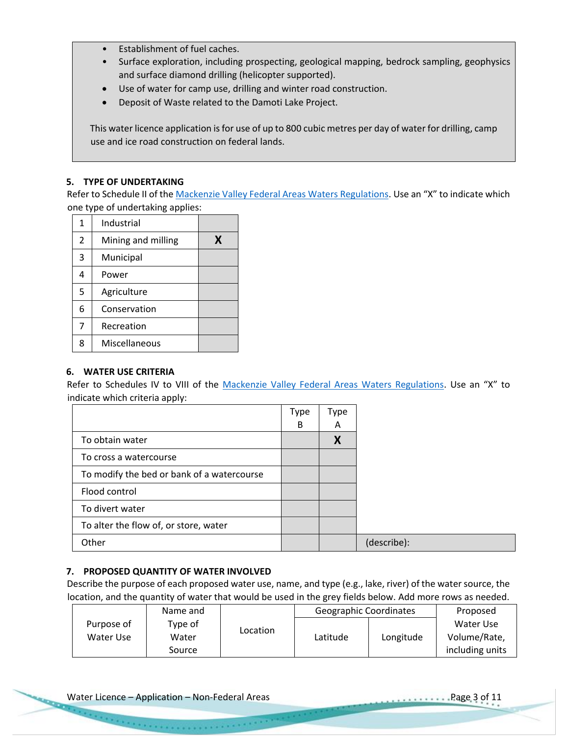- Establishment of fuel caches.
- Surface exploration, including prospecting, geological mapping, bedrock sampling, geophysics and surface diamond drilling (helicopter supported).
- Use of water for camp use, drilling and winter road construction.
- Deposit of Waste related to the Damoti Lake Project.

This water licence application is for use of up to 800 cubic metres per day of water for drilling, camp use and ice road construction on federal lands.

### 5. TYPE OF UNDERTAKING

Refer to Schedule II of the Mackenzie Valley Federal Areas Waters Regulations. Use an "X" to indicate which one type of undertaking applies:

| | | |
|---|---|---|
| 1 | Industrial | |
| 2 | Mining and milling | X |
| 3 | Municipal | |
| 4 | Power | |
| 5 | Agriculture | |
| 6 | Conservation | |
| 7 | Recreation | |
| 8 | Miscellaneous | |

### 6. WATER USE CRITERIA

Refer to Schedules IV to VIII of the Mackenzie Valley Federal Areas Waters Regulations. Use an "X" to indicate which criteria apply:

| | Type B | Type A | |
|---|---|---|---|
| To obtain water | | X | |
| To cross a watercourse | | | |
| To modify the bed or bank of a watercourse | | | |
| Flood control | | | |
| To divert water | | | |
| To alter the flow of, or store, water | | | |
| Other | | | (describe): |

### 7. PROPOSED QUANTITY OF WATER INVOLVED

Describe the purpose of each proposed water use, name, and type (e.g., lake, river) of the water source, the location, and the quantity of water that would be used in the grey fields below. Add more rows as needed.

| Purpose of Water Use | Name and Type of Water Source | Location | Geographic Coordinates | | Proposed Water Use Volume/Rate, including units |
|---|---|---|---|---|---|
| | | | Latitude | Longitude | |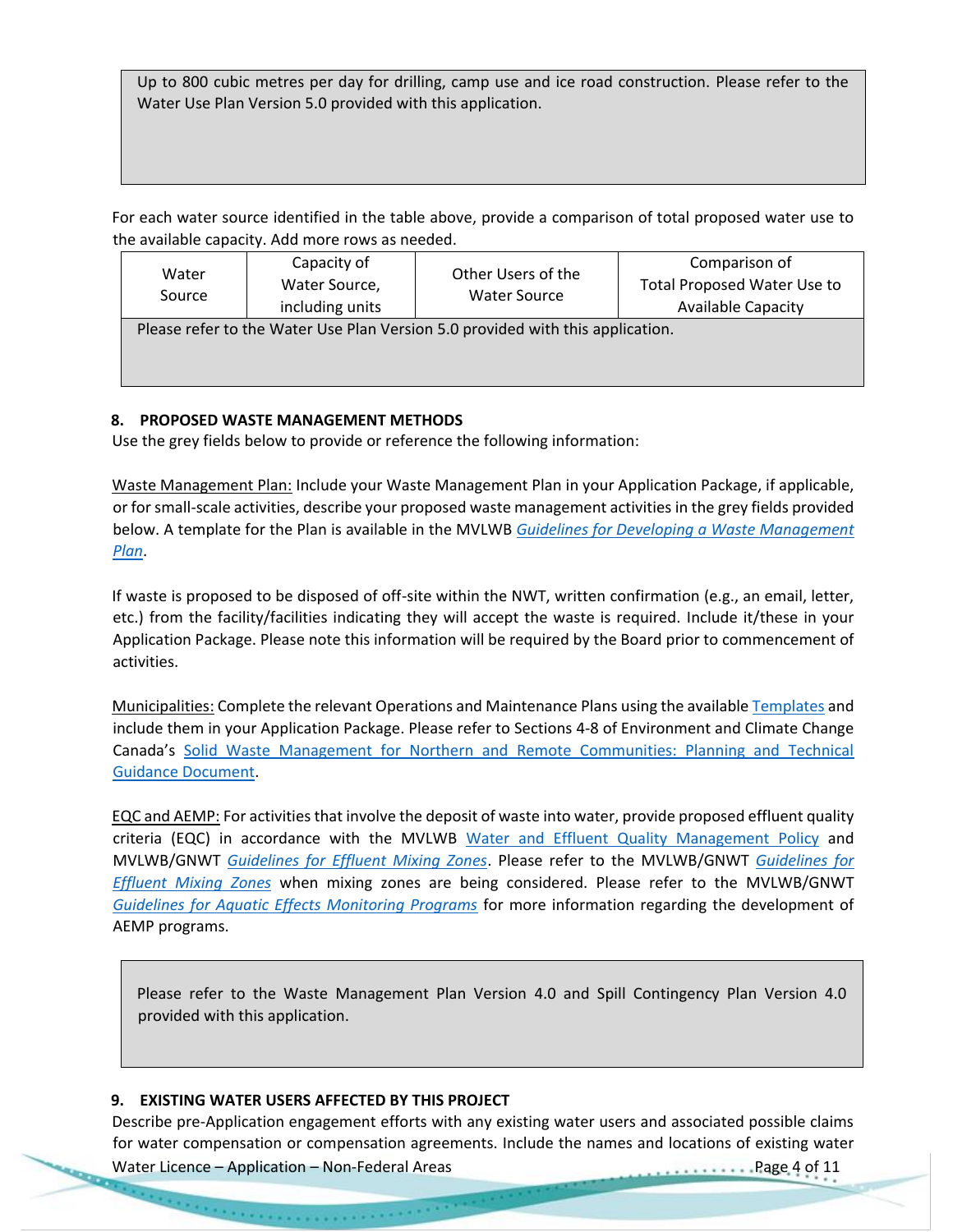Up to 800 cubic metres per day for drilling, camp use and ice road construction. Please refer to the Water Use Plan Version 5.0 provided with this application.

For each water source identified in the table above, provide a comparison of total proposed water use to the available capacity. Add more rows as needed.

| Water Source | Capacity of Water Source, including units | Other Users of the Water Source | Comparison of Total Proposed Water Use to Available Capacity |
|---|---|---|---|
| Please refer to the Water Use Plan Version 5.0 provided with this application. | | | |

## 8. PROPOSED WASTE MANAGEMENT METHODS

Use the grey fields below to provide or reference the following information:

Waste Management Plan: Include your Waste Management Plan in your Application Package, if applicable, or for small-scale activities, describe your proposed waste management activities in the grey fields provided below. A template for the Plan is available in the MVLWB *Guidelines for Developing a Waste Management Plan*.

If waste is proposed to be disposed of off-site within the NWT, written confirmation (e.g., an email, letter, etc.) from the facility/facilities indicating they will accept the waste is required. Include it/these in your Application Package. Please note this information will be required by the Board prior to commencement of activities.

Municipalities: Complete the relevant Operations and Maintenance Plans using the available Templates and include them in your Application Package. Please refer to Sections 4-8 of Environment and Climate Change Canada's Solid Waste Management for Northern and Remote Communities: Planning and Technical Guidance Document.

EQC and AEMP: For activities that involve the deposit of waste into water, provide proposed effluent quality criteria (EQC) in accordance with the MVLWB Water and Effluent Quality Management Policy and MVLWB/GNWT *Guidelines for Effluent Mixing Zones*. Please refer to the MVLWB/GNWT *Guidelines for Effluent Mixing Zones* when mixing zones are being considered. Please refer to the MVLWB/GNWT *Guidelines for Aquatic Effects Monitoring Programs* for more information regarding the development of AEMP programs.

Please refer to the Waste Management Plan Version 4.0 and Spill Contingency Plan Version 4.0 provided with this application.

## 9. EXISTING WATER USERS AFFECTED BY THIS PROJECT

Describe pre-Application engagement efforts with any existing water users and associated possible claims for water compensation or compensation agreements. Include the names and locations of existing water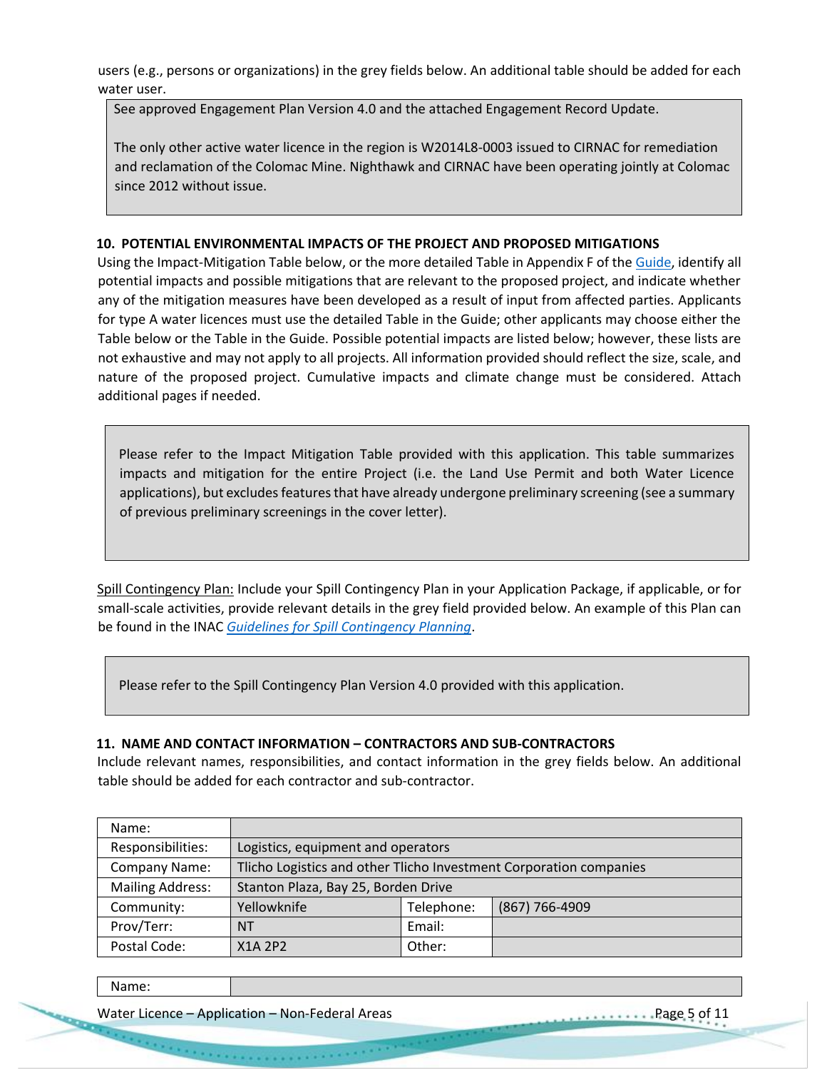users (e.g., persons or organizations) in the grey fields below. An additional table should be added for each water user.

> See approved Engagement Plan Version 4.0 and the attached Engagement Record Update.
>
> The only other active water licence in the region is W2014L8-0003 issued to CIRNAC for remediation and reclamation of the Colomac Mine. Nighthawk and CIRNAC have been operating jointly at Colomac since 2012 without issue.

### 10. POTENTIAL ENVIRONMENTAL IMPACTS OF THE PROJECT AND PROPOSED MITIGATIONS

Using the Impact-Mitigation Table below, or the more detailed Table in Appendix F of the Guide, identify all potential impacts and possible mitigations that are relevant to the proposed project, and indicate whether any of the mitigation measures have been developed as a result of input from affected parties. Applicants for type A water licences must use the detailed Table in the Guide; other applicants may choose either the Table below or the Table in the Guide. Possible potential impacts are listed below; however, these lists are not exhaustive and may not apply to all projects. All information provided should reflect the size, scale, and nature of the proposed project. Cumulative impacts and climate change must be considered. Attach additional pages if needed.

> Please refer to the Impact Mitigation Table provided with this application. This table summarizes impacts and mitigation for the entire Project (i.e. the Land Use Permit and both Water Licence applications), but excludes features that have already undergone preliminary screening (see a summary of previous preliminary screenings in the cover letter).

Spill Contingency Plan: Include your Spill Contingency Plan in your Application Package, if applicable, or for small-scale activities, provide relevant details in the grey field provided below. An example of this Plan can be found in the INAC *Guidelines for Spill Contingency Planning*.

> Please refer to the Spill Contingency Plan Version 4.0 provided with this application.

### 11. NAME AND CONTACT INFORMATION – CONTRACTORS AND SUB-CONTRACTORS

Include relevant names, responsibilities, and contact information in the grey fields below. An additional table should be added for each contractor and sub-contractor.

| | | | |
|---|---|---|---|
| Name: | | | |
| Responsibilities: | Logistics, equipment and operators | | |
| Company Name: | Tlicho Logistics and other Tlicho Investment Corporation companies | | |
| Mailing Address: | Stanton Plaza, Bay 25, Borden Drive | | |
| Community: | Yellowknife | Telephone: | (867) 766-4909 |
| Prov/Terr: | NT | Email: | |
| Postal Code: | X1A 2P2 | Other: | |

| | |
|---|---|
| Name: | |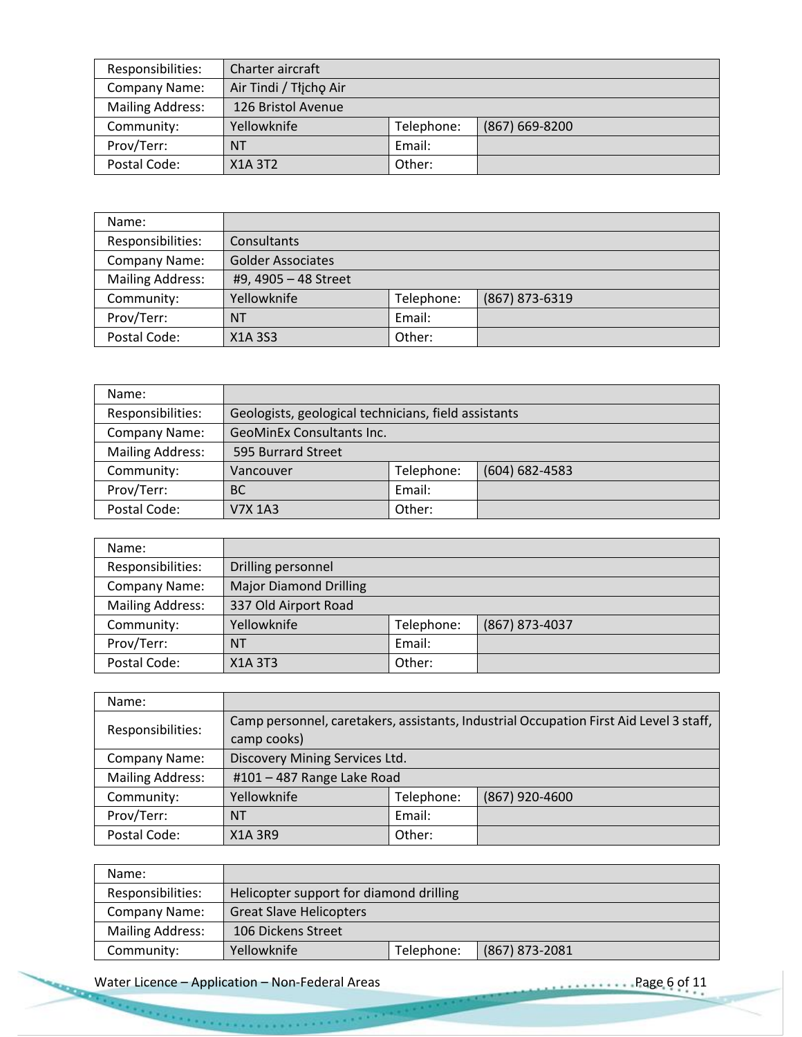| | | | |
|---|---|---|---|
| Responsibilities: | Charter aircraft | | |
| Company Name: | Air Tindi / Tłı̨chǫ Air | | |
| Mailing Address: | 126 Bristol Avenue | | |
| Community: | Yellowknife | Telephone: | (867) 669-8200 |
| Prov/Terr: | NT | Email: | |
| Postal Code: | X1A 3T2 | Other: | |

| | | | |
|---|---|---|---|
| Name: | | | |
| Responsibilities: | Consultants | | |
| Company Name: | Golder Associates | | |
| Mailing Address: | #9, 4905 – 48 Street | | |
| Community: | Yellowknife | Telephone: | (867) 873-6319 |
| Prov/Terr: | NT | Email: | |
| Postal Code: | X1A 3S3 | Other: | |

| | | | |
|---|---|---|---|
| Name: | | | |
| Responsibilities: | Geologists, geological technicians, field assistants | | |
| Company Name: | GeoMinEx Consultants Inc. | | |
| Mailing Address: | 595 Burrard Street | | |
| Community: | Vancouver | Telephone: | (604) 682-4583 |
| Prov/Terr: | BC | Email: | |
| Postal Code: | V7X 1A3 | Other: | |

| | | | |
|---|---|---|---|
| Name: | | | |
| Responsibilities: | Drilling personnel | | |
| Company Name: | Major Diamond Drilling | | |
| Mailing Address: | 337 Old Airport Road | | |
| Community: | Yellowknife | Telephone: | (867) 873-4037 |
| Prov/Terr: | NT | Email: | |
| Postal Code: | X1A 3T3 | Other: | |

| | | | |
|---|---|---|---|
| Name: | | | |
| Responsibilities: | Camp personnel, caretakers, assistants, Industrial Occupation First Aid Level 3 staff, camp cooks) | | |
| Company Name: | Discovery Mining Services Ltd. | | |
| Mailing Address: | #101 – 487 Range Lake Road | | |
| Community: | Yellowknife | Telephone: | (867) 920-4600 |
| Prov/Terr: | NT | Email: | |
| Postal Code: | X1A 3R9 | Other: | |

| | | | |
|---|---|---|---|
| Name: | | | |
| Responsibilities: | Helicopter support for diamond drilling | | |
| Company Name: | Great Slave Helicopters | | |
| Mailing Address: | 106 Dickens Street | | |
| Community: | Yellowknife | Telephone: | (867) 873-2081 |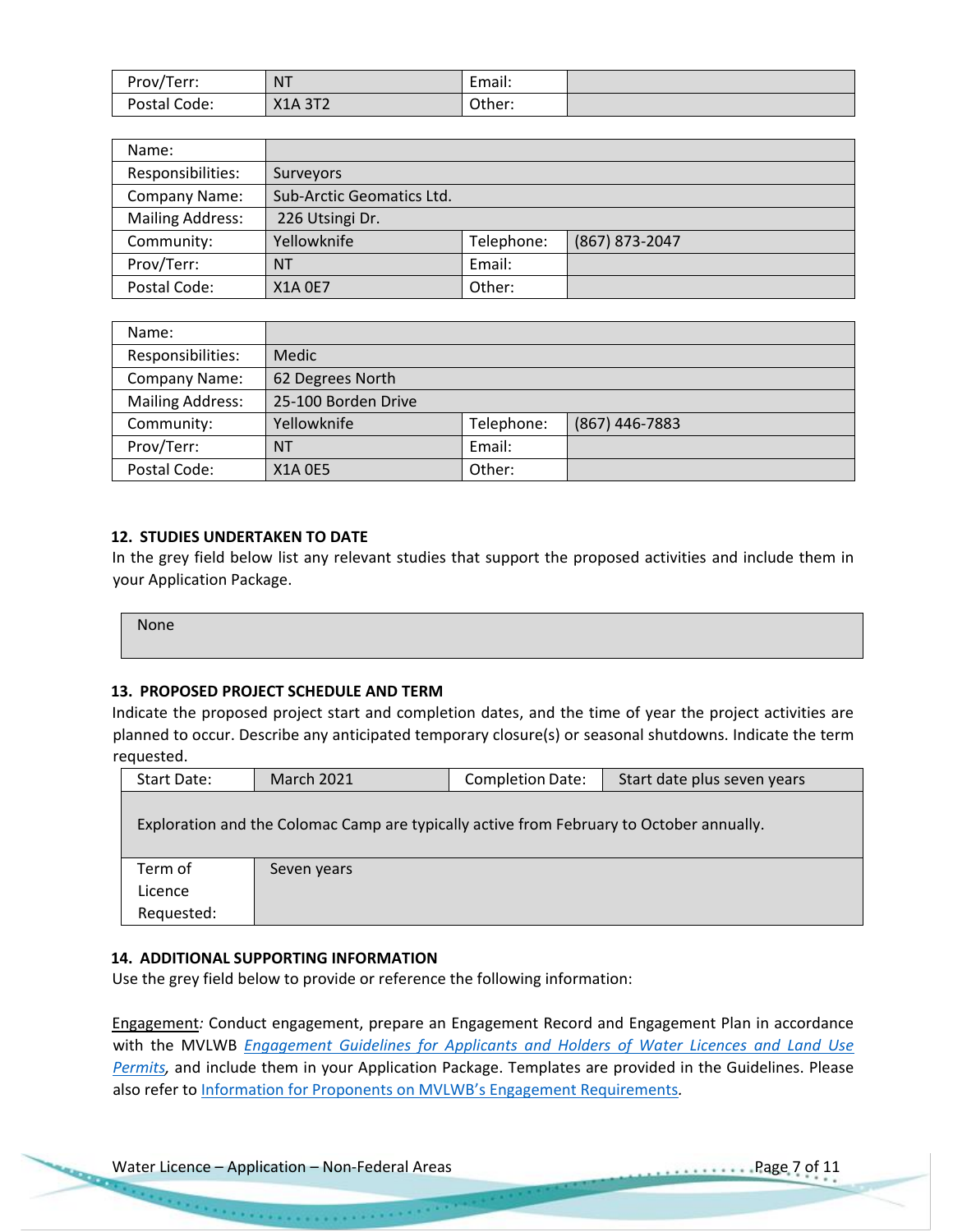| | | | |
|---|---|---|---|
| Prov/Terr: | NT | Email: | |
| Postal Code: | X1A 3T2 | Other: | |

| | | | |
|---|---|---|---|
| Name: | | | |
| Responsibilities: | Surveyors | | |
| Company Name: | Sub-Arctic Geomatics Ltd. | | |
| Mailing Address: | 226 Utsingi Dr. | | |
| Community: | Yellowknife | Telephone: | (867) 873-2047 |
| Prov/Terr: | NT | Email: | |
| Postal Code: | X1A 0E7 | Other: | |

| | | | |
|---|---|---|---|
| Name: | | | |
| Responsibilities: | Medic | | |
| Company Name: | 62 Degrees North | | |
| Mailing Address: | 25-100 Borden Drive | | |
| Community: | Yellowknife | Telephone: | (867) 446-7883 |
| Prov/Terr: | NT | Email: | |
| Postal Code: | X1A 0E5 | Other: | |

**12. STUDIES UNDERTAKEN TO DATE**

In the grey field below list any relevant studies that support the proposed activities and include them in your Application Package.

None

**13. PROPOSED PROJECT SCHEDULE AND TERM**

Indicate the proposed project start and completion dates, and the time of year the project activities are planned to occur. Describe any anticipated temporary closure(s) or seasonal shutdowns. Indicate the term requested.

| | | | |
|---|---|---|---|
| Start Date: | March 2021 | Completion Date: | Start date plus seven years |
| Exploration and the Colomac Camp are typically active from February to October annually. | | | |
| Term of Licence Requested: | Seven years | | |

**14. ADDITIONAL SUPPORTING INFORMATION**

Use the grey field below to provide or reference the following information:

Engagement*:* Conduct engagement, prepare an Engagement Record and Engagement Plan in accordance with the MVLWB *Engagement Guidelines for Applicants and Holders of Water Licences and Land Use Permits*, and include them in your Application Package. Templates are provided in the Guidelines. Please also refer to Information for Proponents on MVLWB's Engagement Requirements.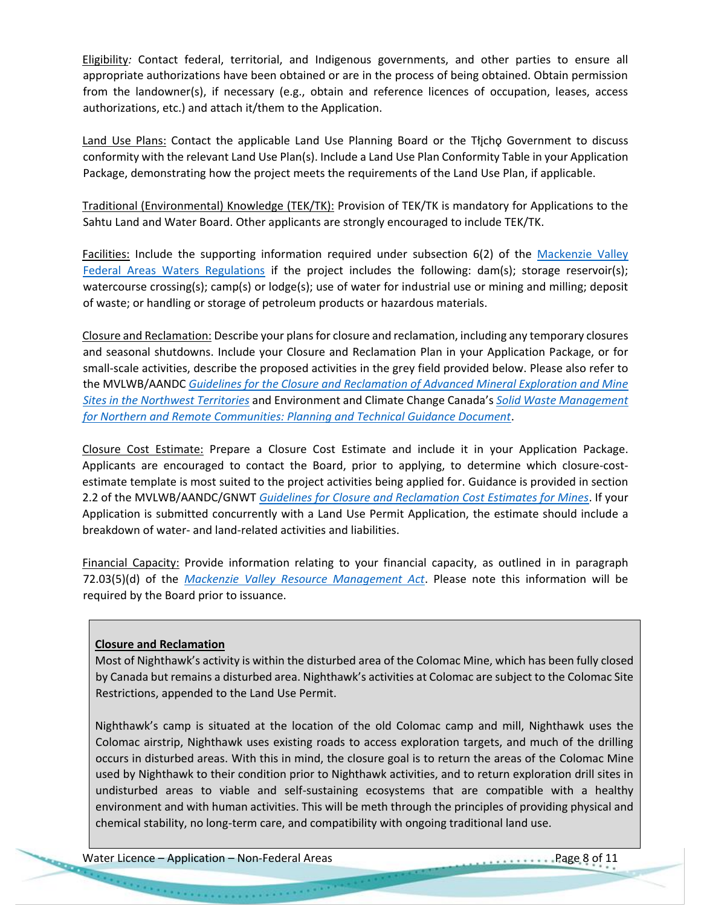Eligibility*:* Contact federal, territorial, and Indigenous governments, and other parties to ensure all appropriate authorizations have been obtained or are in the process of being obtained. Obtain permission from the landowner(s), if necessary (e.g., obtain and reference licences of occupation, leases, access authorizations, etc.) and attach it/them to the Application.

Land Use Plans: Contact the applicable Land Use Planning Board or the Tłı̨chǫ Government to discuss conformity with the relevant Land Use Plan(s). Include a Land Use Plan Conformity Table in your Application Package, demonstrating how the project meets the requirements of the Land Use Plan, if applicable.

Traditional (Environmental) Knowledge (TEK/TK): Provision of TEK/TK is mandatory for Applications to the Sahtu Land and Water Board. Other applicants are strongly encouraged to include TEK/TK.

Facilities: Include the supporting information required under subsection 6(2) of the Mackenzie Valley Federal Areas Waters Regulations if the project includes the following: dam(s); storage reservoir(s); watercourse crossing(s); camp(s) or lodge(s); use of water for industrial use or mining and milling; deposit of waste; or handling or storage of petroleum products or hazardous materials.

Closure and Reclamation: Describe your plans for closure and reclamation, including any temporary closures and seasonal shutdowns. Include your Closure and Reclamation Plan in your Application Package, or for small-scale activities, describe the proposed activities in the grey field provided below. Please also refer to the MVLWB/AANDC *Guidelines for the Closure and Reclamation of Advanced Mineral Exploration and Mine Sites in the Northwest Territories* and Environment and Climate Change Canada's *Solid Waste Management for Northern and Remote Communities: Planning and Technical Guidance Document*.

Closure Cost Estimate: Prepare a Closure Cost Estimate and include it in your Application Package. Applicants are encouraged to contact the Board, prior to applying, to determine which closure-cost-estimate template is most suited to the project activities being applied for. Guidance is provided in section 2.2 of the MVLWB/AANDC/GNWT *Guidelines for Closure and Reclamation Cost Estimates for Mines*. If your Application is submitted concurrently with a Land Use Permit Application, the estimate should include a breakdown of water- and land-related activities and liabilities.

Financial Capacity: Provide information relating to your financial capacity, as outlined in in paragraph 72.03(5)(d) of the *Mackenzie Valley Resource Management Act*. Please note this information will be required by the Board prior to issuance.

**Closure and Reclamation**

Most of Nighthawk's activity is within the disturbed area of the Colomac Mine, which has been fully closed by Canada but remains a disturbed area. Nighthawk's activities at Colomac are subject to the Colomac Site Restrictions, appended to the Land Use Permit.

Nighthawk's camp is situated at the location of the old Colomac camp and mill, Nighthawk uses the Colomac airstrip, Nighthawk uses existing roads to access exploration targets, and much of the drilling occurs in disturbed areas. With this in mind, the closure goal is to return the areas of the Colomac Mine used by Nighthawk to their condition prior to Nighthawk activities, and to return exploration drill sites in undisturbed areas to viable and self-sustaining ecosystems that are compatible with a healthy environment and with human activities. This will be meth through the principles of providing physical and chemical stability, no long-term care, and compatibility with ongoing traditional land use.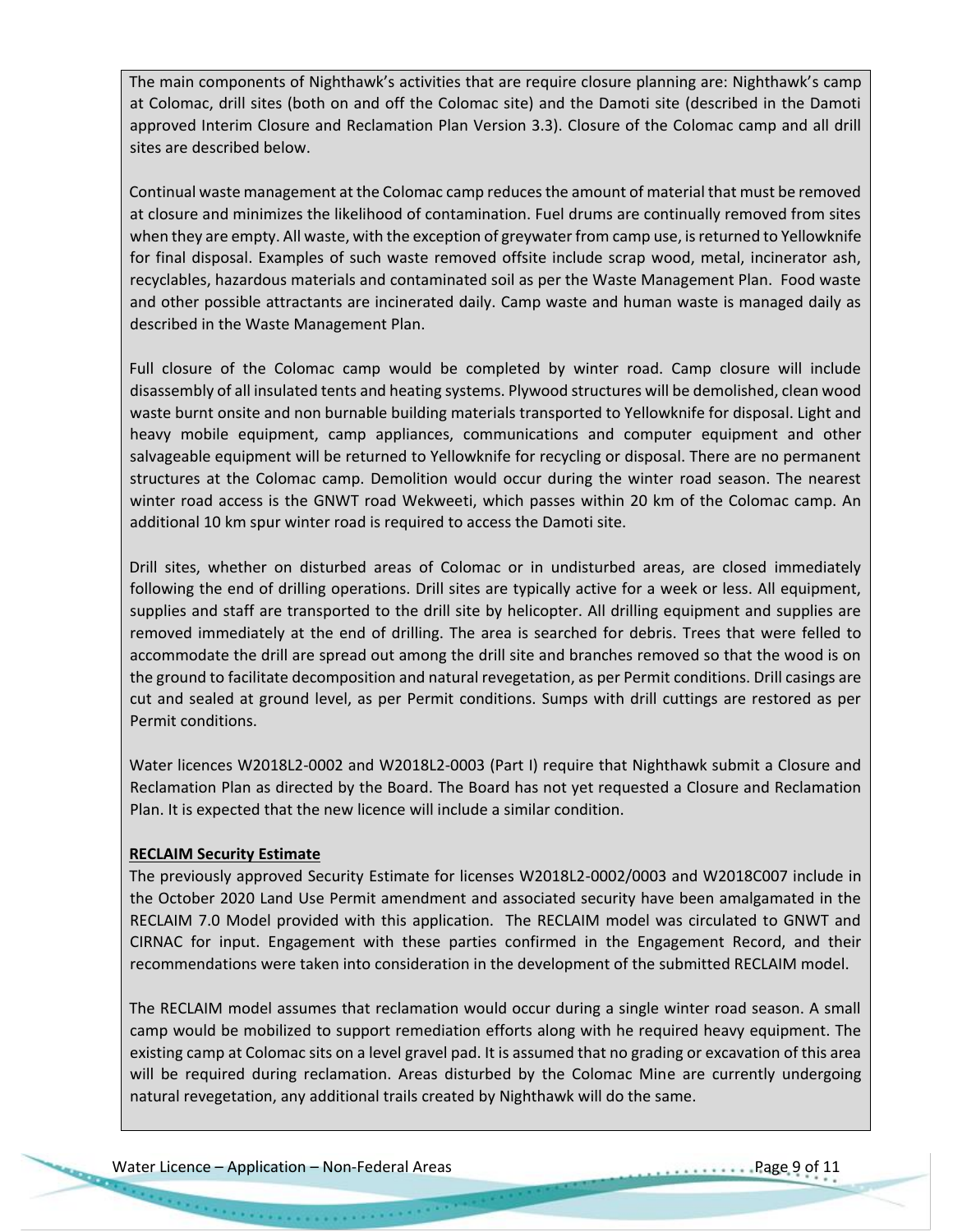The main components of Nighthawk's activities that are require closure planning are: Nighthawk's camp at Colomac, drill sites (both on and off the Colomac site) and the Damoti site (described in the Damoti approved Interim Closure and Reclamation Plan Version 3.3). Closure of the Colomac camp and all drill sites are described below.

Continual waste management at the Colomac camp reduces the amount of material that must be removed at closure and minimizes the likelihood of contamination. Fuel drums are continually removed from sites when they are empty. All waste, with the exception of greywater from camp use, is returned to Yellowknife for final disposal. Examples of such waste removed offsite include scrap wood, metal, incinerator ash, recyclables, hazardous materials and contaminated soil as per the Waste Management Plan. Food waste and other possible attractants are incinerated daily. Camp waste and human waste is managed daily as described in the Waste Management Plan.

Full closure of the Colomac camp would be completed by winter road. Camp closure will include disassembly of all insulated tents and heating systems. Plywood structures will be demolished, clean wood waste burnt onsite and non burnable building materials transported to Yellowknife for disposal. Light and heavy mobile equipment, camp appliances, communications and computer equipment and other salvageable equipment will be returned to Yellowknife for recycling or disposal. There are no permanent structures at the Colomac camp. Demolition would occur during the winter road season. The nearest winter road access is the GNWT road Wekweeti, which passes within 20 km of the Colomac camp. An additional 10 km spur winter road is required to access the Damoti site.

Drill sites, whether on disturbed areas of Colomac or in undisturbed areas, are closed immediately following the end of drilling operations. Drill sites are typically active for a week or less. All equipment, supplies and staff are transported to the drill site by helicopter. All drilling equipment and supplies are removed immediately at the end of drilling. The area is searched for debris. Trees that were felled to accommodate the drill are spread out among the drill site and branches removed so that the wood is on the ground to facilitate decomposition and natural revegetation, as per Permit conditions. Drill casings are cut and sealed at ground level, as per Permit conditions. Sumps with drill cuttings are restored as per Permit conditions.

Water licences W2018L2-0002 and W2018L2-0003 (Part I) require that Nighthawk submit a Closure and Reclamation Plan as directed by the Board. The Board has not yet requested a Closure and Reclamation Plan. It is expected that the new licence will include a similar condition.

**RECLAIM Security Estimate**

The previously approved Security Estimate for licenses W2018L2-0002/0003 and W2018C007 include in the October 2020 Land Use Permit amendment and associated security have been amalgamated in the RECLAIM 7.0 Model provided with this application. The RECLAIM model was circulated to GNWT and CIRNAC for input. Engagement with these parties confirmed in the Engagement Record, and their recommendations were taken into consideration in the development of the submitted RECLAIM model.

The RECLAIM model assumes that reclamation would occur during a single winter road season. A small camp would be mobilized to support remediation efforts along with he required heavy equipment. The existing camp at Colomac sits on a level gravel pad. It is assumed that no grading or excavation of this area will be required during reclamation. Areas disturbed by the Colomac Mine are currently undergoing natural revegetation, any additional trails created by Nighthawk will do the same.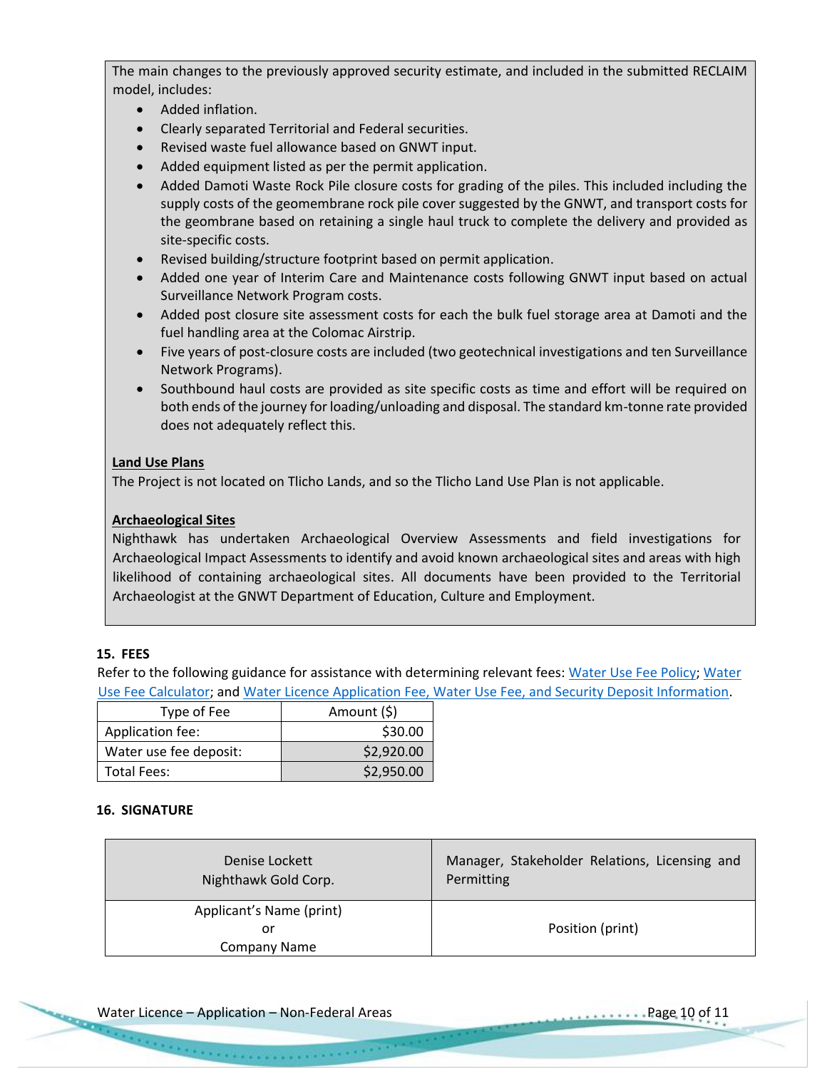The main changes to the previously approved security estimate, and included in the submitted RECLAIM model, includes:

- Added inflation.
- Clearly separated Territorial and Federal securities.
- Revised waste fuel allowance based on GNWT input.
- Added equipment listed as per the permit application.
- Added Damoti Waste Rock Pile closure costs for grading of the piles. This included including the supply costs of the geomembrane rock pile cover suggested by the GNWT, and transport costs for the geombrane based on retaining a single haul truck to complete the delivery and provided as site-specific costs.
- Revised building/structure footprint based on permit application.
- Added one year of Interim Care and Maintenance costs following GNWT input based on actual Surveillance Network Program costs.
- Added post closure site assessment costs for each the bulk fuel storage area at Damoti and the fuel handling area at the Colomac Airstrip.
- Five years of post-closure costs are included (two geotechnical investigations and ten Surveillance Network Programs).
- Southbound haul costs are provided as site specific costs as time and effort will be required on both ends of the journey for loading/unloading and disposal. The standard km-tonne rate provided does not adequately reflect this.

**Land Use Plans**

The Project is not located on Tlicho Lands, and so the Tlicho Land Use Plan is not applicable.

**Archaeological Sites**

Nighthawk has undertaken Archaeological Overview Assessments and field investigations for Archaeological Impact Assessments to identify and avoid known archaeological sites and areas with high likelihood of containing archaeological sites. All documents have been provided to the Territorial Archaeologist at the GNWT Department of Education, Culture and Employment.

## 15. FEES

Refer to the following guidance for assistance with determining relevant fees: Water Use Fee Policy; Water Use Fee Calculator; and Water Licence Application Fee, Water Use Fee, and Security Deposit Information.

| Type of Fee | Amount ($) |
|---|---|
| Application fee: | $30.00 |
| Water use fee deposit: | $2,920.00 |
| Total Fees: | $2,950.00 |

## 16. SIGNATURE

| | |
|---|---|
| Denise Lockett<br>Nighthawk Gold Corp. | Manager, Stakeholder Relations, Licensing and Permitting |
| Applicant's Name (print)<br>or<br>Company Name | Position (print) |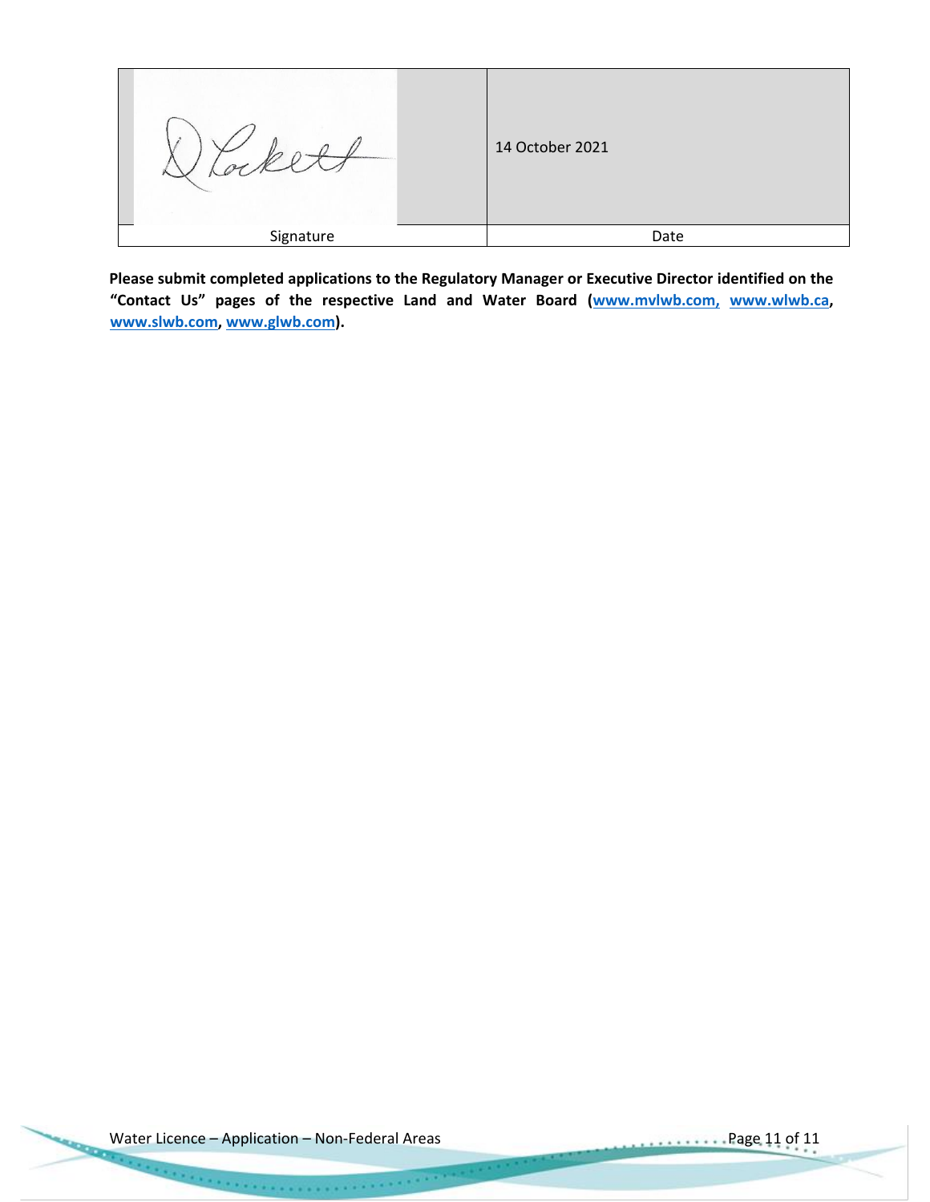| | |
|---|---|
| D Lockett | 14 October 2021 |
| Signature | Date |

**Please submit completed applications to the Regulatory Manager or Executive Director identified on the "Contact Us" pages of the respective Land and Water Board (www.mvlwb.com, www.wlwb.ca, www.slwb.com, www.glwb.com).**